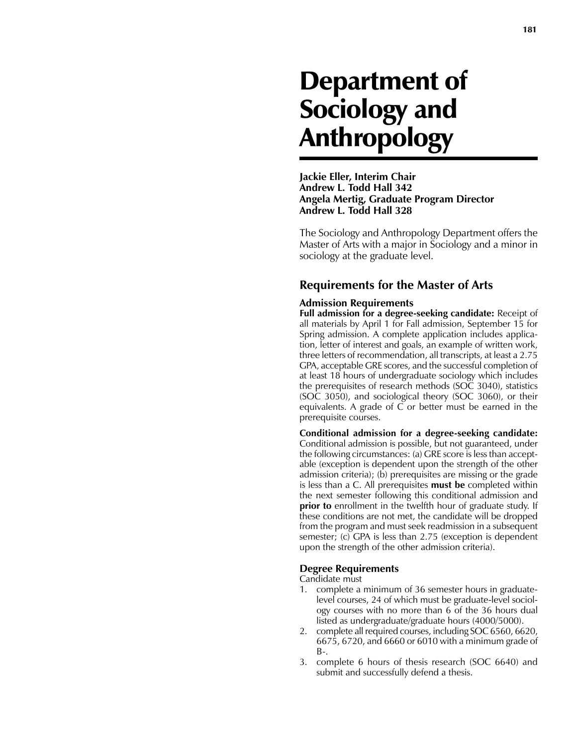# Department of Sociology and Anthropology

**Jackie Eller, Interim Chair**
**Andrew L. Todd Hall 342**
**Angela Mertig, Graduate Program Director**
**Andrew L. Todd Hall 328**

The Sociology and Anthropology Department offers the Master of Arts with a major in Sociology and a minor in sociology at the graduate level.

## Requirements for the Master of Arts

### Admission Requirements

**Full admission for a degree-seeking candidate:** Receipt of all materials by April 1 for Fall admission, September 15 for Spring admission. A complete application includes application, letter of interest and goals, an example of written work, three letters of recommendation, all transcripts, at least a 2.75 GPA, acceptable GRE scores, and the successful completion of at least 18 hours of undergraduate sociology which includes the prerequisites of research methods (SOC 3040), statistics (SOC 3050), and sociological theory (SOC 3060), or their equivalents. A grade of C or better must be earned in the prerequisite courses.

**Conditional admission for a degree-seeking candidate:** Conditional admission is possible, but not guaranteed, under the following circumstances: (a) GRE score is less than acceptable (exception is dependent upon the strength of the other admission criteria); (b) prerequisites are missing or the grade is less than a C. All prerequisites **must be** completed within the next semester following this conditional admission and **prior to** enrollment in the twelfth hour of graduate study. If these conditions are not met, the candidate will be dropped from the program and must seek readmission in a subsequent semester; (c) GPA is less than 2.75 (exception is dependent upon the strength of the other admission criteria).

### Degree Requirements

Candidate must

1. complete a minimum of 36 semester hours in graduate-level courses, 24 of which must be graduate-level sociology courses with no more than 6 of the 36 hours dual listed as undergraduate/graduate hours (4000/5000).
2. complete all required courses, including SOC 6560, 6620, 6675, 6720, and 6660 or 6010 with a minimum grade of B-.
3. complete 6 hours of thesis research (SOC 6640) and submit and successfully defend a thesis.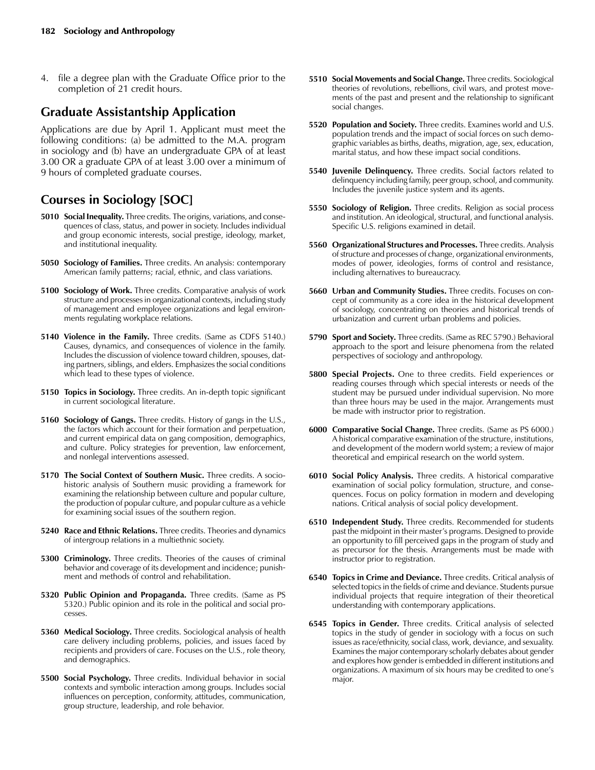4. file a degree plan with the Graduate Office prior to the completion of 21 credit hours.

## Graduate Assistantship Application

Applications are due by April 1. Applicant must meet the following conditions: (a) be admitted to the M.A. program in sociology and (b) have an undergraduate GPA of at least 3.00 OR a graduate GPA of at least 3.00 over a minimum of 9 hours of completed graduate courses.

## Courses in Sociology [SOC]

**5010 Social Inequality.** Three credits. The origins, variations, and consequences of class, status, and power in society. Includes individual and group economic interests, social prestige, ideology, market, and institutional inequality.

**5050 Sociology of Families.** Three credits. An analysis: contemporary American family patterns; racial, ethnic, and class variations.

**5100 Sociology of Work.** Three credits. Comparative analysis of work structure and processes in organizational contexts, including study of management and employee organizations and legal environments regulating workplace relations.

**5140 Violence in the Family.** Three credits. (Same as CDFS 5140.) Causes, dynamics, and consequences of violence in the family. Includes the discussion of violence toward children, spouses, dating partners, siblings, and elders. Emphasizes the social conditions which lead to these types of violence.

**5150 Topics in Sociology.** Three credits. An in-depth topic significant in current sociological literature.

**5160 Sociology of Gangs.** Three credits. History of gangs in the U.S., the factors which account for their formation and perpetuation, and current empirical data on gang composition, demographics, and culture. Policy strategies for prevention, law enforcement, and nonlegal interventions assessed.

**5170 The Social Context of Southern Music.** Three credits. A socio-historic analysis of Southern music providing a framework for examining the relationship between culture and popular culture, the production of popular culture, and popular culture as a vehicle for examining social issues of the southern region.

**5240 Race and Ethnic Relations.** Three credits. Theories and dynamics of intergroup relations in a multiethnic society.

**5300 Criminology.** Three credits. Theories of the causes of criminal behavior and coverage of its development and incidence; punishment and methods of control and rehabilitation.

**5320 Public Opinion and Propaganda.** Three credits. (Same as PS 5320.) Public opinion and its role in the political and social processes.

**5360 Medical Sociology.** Three credits. Sociological analysis of health care delivery including problems, policies, and issues faced by recipients and providers of care. Focuses on the U.S., role theory, and demographics.

**5500 Social Psychology.** Three credits. Individual behavior in social contexts and symbolic interaction among groups. Includes social influences on perception, conformity, attitudes, communication, group structure, leadership, and role behavior.

**5510 Social Movements and Social Change.** Three credits. Sociological theories of revolutions, rebellions, civil wars, and protest movements of the past and present and the relationship to significant social changes.

**5520 Population and Society.** Three credits. Examines world and U.S. population trends and the impact of social forces on such demographic variables as births, deaths, migration, age, sex, education, marital status, and how these impact social conditions.

**5540 Juvenile Delinquency.** Three credits. Social factors related to delinquency including family, peer group, school, and community. Includes the juvenile justice system and its agents.

**5550 Sociology of Religion.** Three credits. Religion as social process and institution. An ideological, structural, and functional analysis. Specific U.S. religions examined in detail.

**5560 Organizational Structures and Processes.** Three credits. Analysis of structure and processes of change, organizational environments, modes of power, ideologies, forms of control and resistance, including alternatives to bureaucracy.

**5660 Urban and Community Studies.** Three credits. Focuses on concept of community as a core idea in the historical development of sociology, concentrating on theories and historical trends of urbanization and current urban problems and policies.

**5790 Sport and Society.** Three credits. (Same as REC 5790.) Behavioral approach to the sport and leisure phenomena from the related perspectives of sociology and anthropology.

**5800 Special Projects.** One to three credits. Field experiences or reading courses through which special interests or needs of the student may be pursued under individual supervision. No more than three hours may be used in the major. Arrangements must be made with instructor prior to registration.

**6000 Comparative Social Change.** Three credits. (Same as PS 6000.) A historical comparative examination of the structure, institutions, and development of the modern world system; a review of major theoretical and empirical research on the world system.

**6010 Social Policy Analysis.** Three credits. A historical comparative examination of social policy formulation, structure, and consequences. Focus on policy formation in modern and developing nations. Critical analysis of social policy development.

**6510 Independent Study.** Three credits. Recommended for students past the midpoint in their master's programs. Designed to provide an opportunity to fill perceived gaps in the program of study and as precursor for the thesis. Arrangements must be made with instructor prior to registration.

**6540 Topics in Crime and Deviance.** Three credits. Critical analysis of selected topics in the fields of crime and deviance. Students pursue individual projects that require integration of their theoretical understanding with contemporary applications.

**6545 Topics in Gender.** Three credits. Critical analysis of selected topics in the study of gender in sociology with a focus on such issues as race/ethnicity, social class, work, deviance, and sexuality. Examines the major contemporary scholarly debates about gender and explores how gender is embedded in different institutions and organizations. A maximum of six hours may be credited to one's major.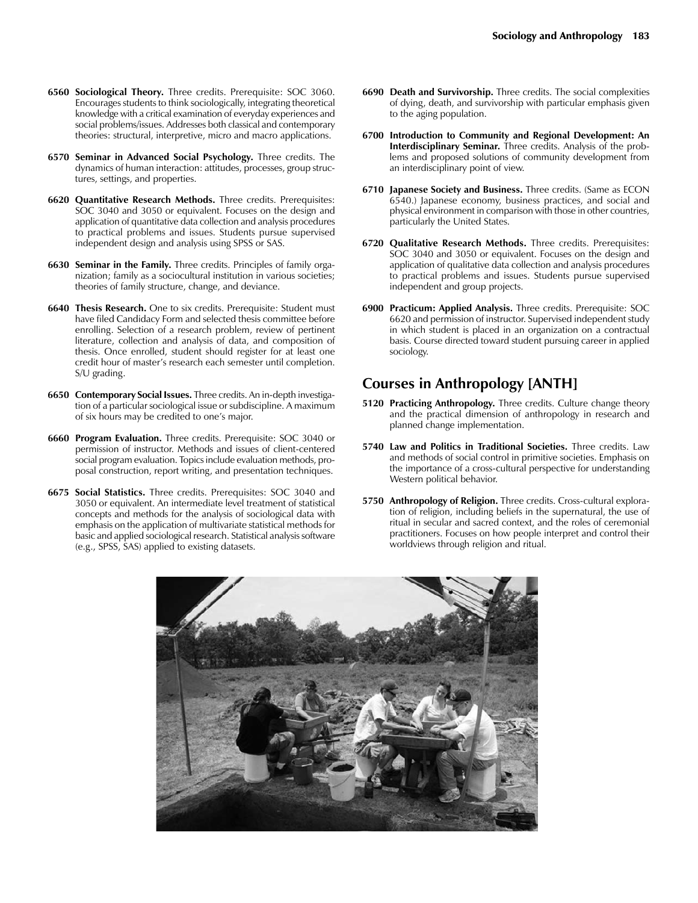**6560 Sociological Theory.** Three credits. Prerequisite: SOC 3060. Encourages students to think sociologically, integrating theoretical knowledge with a critical examination of everyday experiences and social problems/issues. Addresses both classical and contemporary theories: structural, interpretive, micro and macro applications.

**6570 Seminar in Advanced Social Psychology.** Three credits. The dynamics of human interaction: attitudes, processes, group structures, settings, and properties.

**6620 Quantitative Research Methods.** Three credits. Prerequisites: SOC 3040 and 3050 or equivalent. Focuses on the design and application of quantitative data collection and analysis procedures to practical problems and issues. Students pursue supervised independent design and analysis using SPSS or SAS.

**6630 Seminar in the Family.** Three credits. Principles of family organization; family as a sociocultural institution in various societies; theories of family structure, change, and deviance.

**6640 Thesis Research.** One to six credits. Prerequisite: Student must have filed Candidacy Form and selected thesis committee before enrolling. Selection of a research problem, review of pertinent literature, collection and analysis of data, and composition of thesis. Once enrolled, student should register for at least one credit hour of master's research each semester until completion. S/U grading.

**6650 Contemporary Social Issues.** Three credits. An in-depth investigation of a particular sociological issue or subdiscipline. A maximum of six hours may be credited to one's major.

**6660 Program Evaluation.** Three credits. Prerequisite: SOC 3040 or permission of instructor. Methods and issues of client-centered social program evaluation. Topics include evaluation methods, proposal construction, report writing, and presentation techniques.

**6675 Social Statistics.** Three credits. Prerequisites: SOC 3040 and 3050 or equivalent. An intermediate level treatment of statistical concepts and methods for the analysis of sociological data with emphasis on the application of multivariate statistical methods for basic and applied sociological research. Statistical analysis software (e.g., SPSS, SAS) applied to existing datasets.

**6690 Death and Survivorship.** Three credits. The social complexities of dying, death, and survivorship with particular emphasis given to the aging population.

**6700 Introduction to Community and Regional Development: An Interdisciplinary Seminar.** Three credits. Analysis of the problems and proposed solutions of community development from an interdisciplinary point of view.

**6710 Japanese Society and Business.** Three credits. (Same as ECON 6540.) Japanese economy, business practices, and social and physical environment in comparison with those in other countries, particularly the United States.

**6720 Qualitative Research Methods.** Three credits. Prerequisites: SOC 3040 and 3050 or equivalent. Focuses on the design and application of qualitative data collection and analysis procedures to practical problems and issues. Students pursue supervised independent and group projects.

**6900 Practicum: Applied Analysis.** Three credits. Prerequisite: SOC 6620 and permission of instructor. Supervised independent study in which student is placed in an organization on a contractual basis. Course directed toward student pursuing career in applied sociology.

## Courses in Anthropology [ANTH]

**5120 Practicing Anthropology.** Three credits. Culture change theory and the practical dimension of anthropology in research and planned change implementation.

**5740 Law and Politics in Traditional Societies.** Three credits. Law and methods of social control in primitive societies. Emphasis on the importance of a cross-cultural perspective for understanding Western political behavior.

**5750 Anthropology of Religion.** Three credits. Cross-cultural exploration of religion, including beliefs in the supernatural, the use of ritual in secular and sacred context, and the roles of ceremonial practitioners. Focuses on how people interpret and control their worldviews through religion and ritual.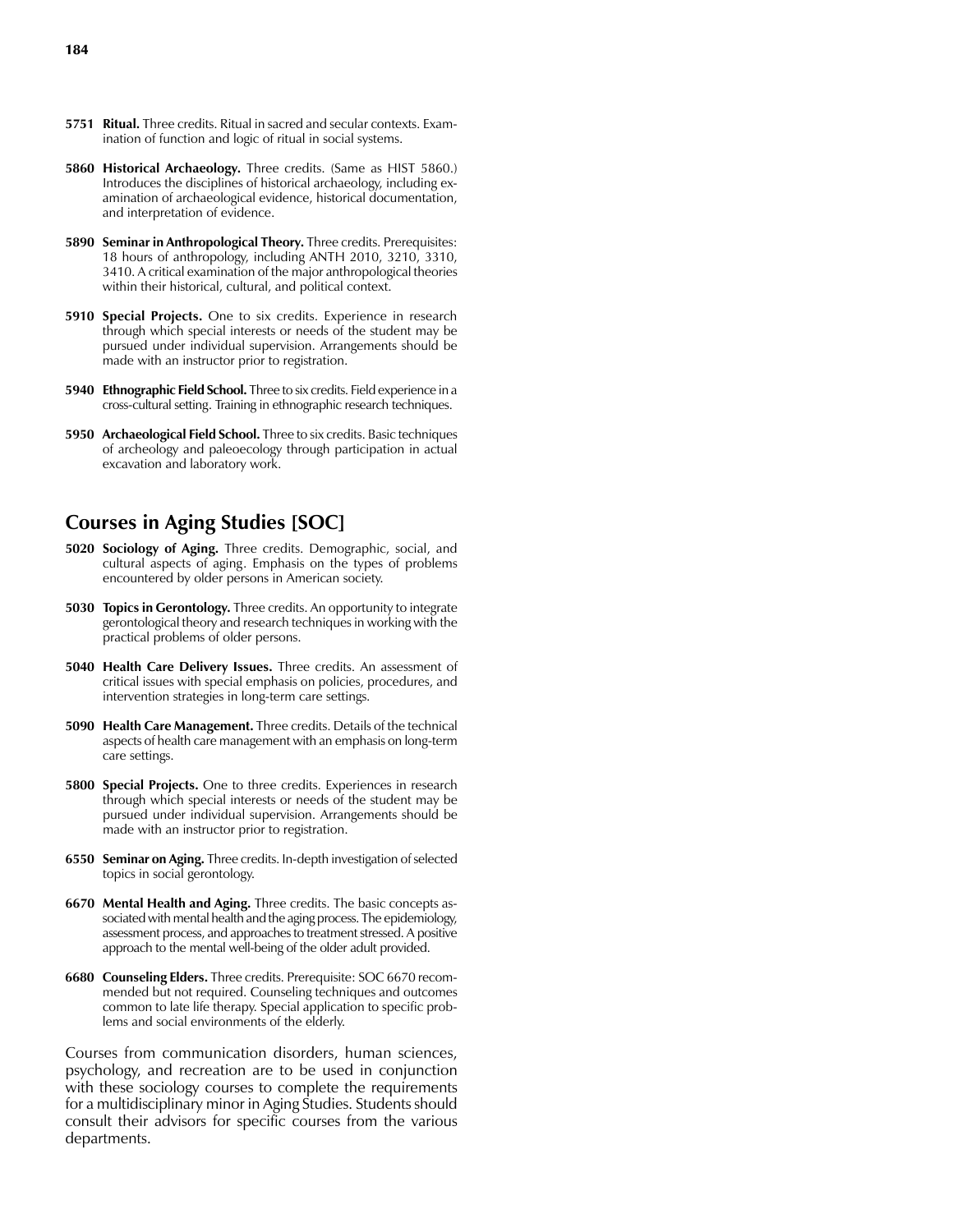**5751 Ritual.** Three credits. Ritual in sacred and secular contexts. Examination of function and logic of ritual in social systems.

**5860 Historical Archaeology.** Three credits. (Same as HIST 5860.) Introduces the disciplines of historical archaeology, including examination of archaeological evidence, historical documentation, and interpretation of evidence.

**5890 Seminar in Anthropological Theory.** Three credits. Prerequisites: 18 hours of anthropology, including ANTH 2010, 3210, 3310, 3410. A critical examination of the major anthropological theories within their historical, cultural, and political context.

**5910 Special Projects.** One to six credits. Experience in research through which special interests or needs of the student may be pursued under individual supervision. Arrangements should be made with an instructor prior to registration.

**5940 Ethnographic Field School.** Three to six credits. Field experience in a cross-cultural setting. Training in ethnographic research techniques.

**5950 Archaeological Field School.** Three to six credits. Basic techniques of archeology and paleoecology through participation in actual excavation and laboratory work.

## Courses in Aging Studies [SOC]

**5020 Sociology of Aging.** Three credits. Demographic, social, and cultural aspects of aging. Emphasis on the types of problems encountered by older persons in American society.

**5030 Topics in Gerontology.** Three credits. An opportunity to integrate gerontological theory and research techniques in working with the practical problems of older persons.

**5040 Health Care Delivery Issues.** Three credits. An assessment of critical issues with special emphasis on policies, procedures, and intervention strategies in long-term care settings.

**5090 Health Care Management.** Three credits. Details of the technical aspects of health care management with an emphasis on long-term care settings.

**5800 Special Projects.** One to three credits. Experiences in research through which special interests or needs of the student may be pursued under individual supervision. Arrangements should be made with an instructor prior to registration.

**6550 Seminar on Aging.** Three credits. In-depth investigation of selected topics in social gerontology.

**6670 Mental Health and Aging.** Three credits. The basic concepts associated with mental health and the aging process. The epidemiology, assessment process, and approaches to treatment stressed. A positive approach to the mental well-being of the older adult provided.

**6680 Counseling Elders.** Three credits. Prerequisite: SOC 6670 recommended but not required. Counseling techniques and outcomes common to late life therapy. Special application to specific problems and social environments of the elderly.

Courses from communication disorders, human sciences, psychology, and recreation are to be used in conjunction with these sociology courses to complete the requirements for a multidisciplinary minor in Aging Studies. Students should consult their advisors for specific courses from the various departments.